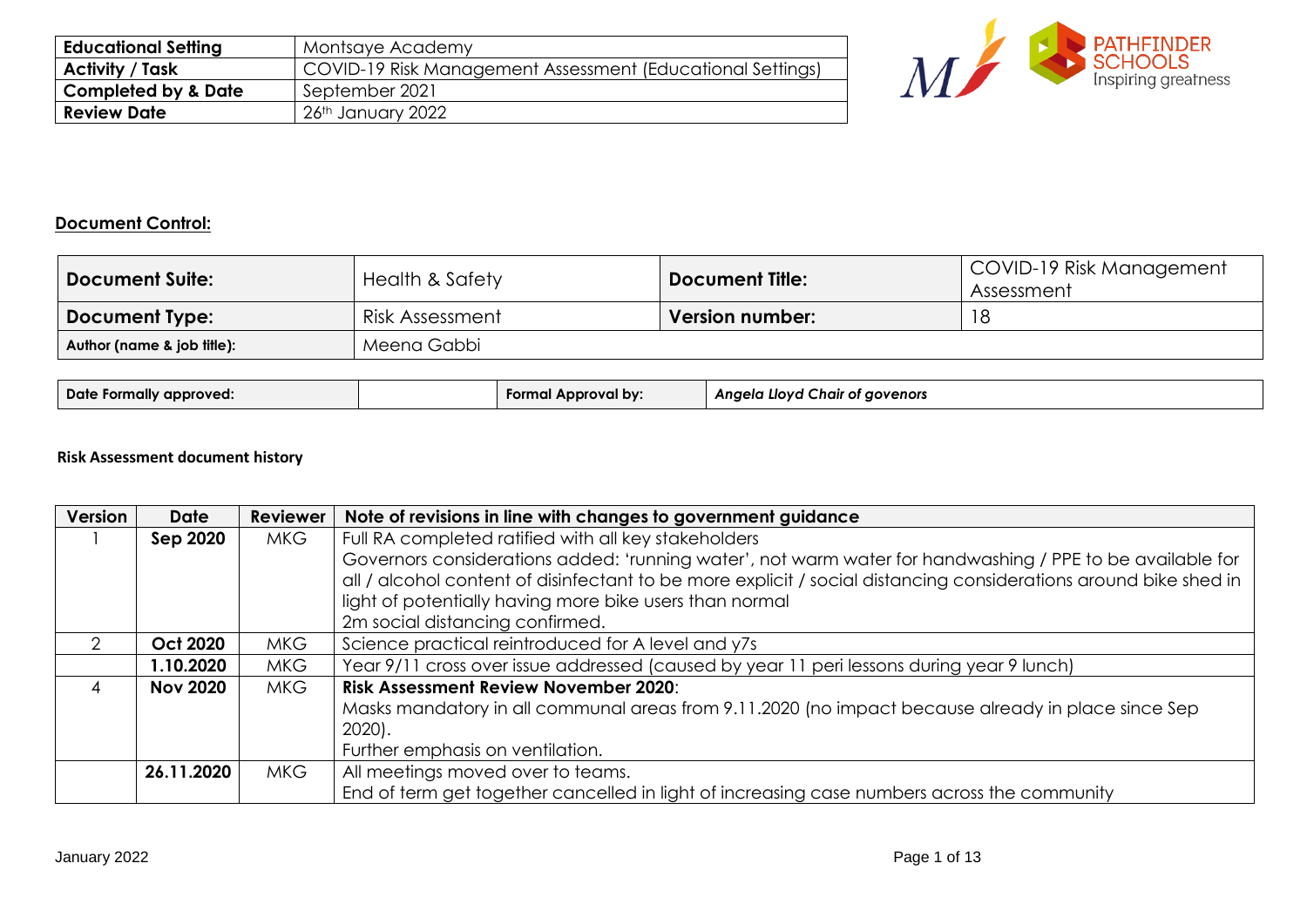| Educational Setting | Montsaye Academy |
|---|---|
| Activity / Task | COVID-19 Risk Management Assessment (Educational Settings) |
| Completed by & Date | September 2021 |
| Review Date | 26th January 2022 |

## Document Control:

| Document Suite: | Health & Safety | Document Title: | COVID-19 Risk Management Assessment |
|---|---|---|---|
| Document Type: | Risk Assessment | Version number: | 18 |
| Author (name & job title): | Meena Gabbi | | |

| Date Formally approved: | | Formal Approval by: | *Angela Lloyd Chair of govenors* |
|---|---|---|---|

**Risk Assessment document history**

| Version | Date | Reviewer | Note of revisions in line with changes to government guidance |
|---|---|---|---|
| 1 | **Sep 2020** | MKG | Full RA completed ratified with all key stakeholders<br>Governors considerations added: 'running water', not warm water for handwashing / PPE to be available for all / alcohol content of disinfectant to be more explicit / social distancing considerations around bike shed in light of potentially having more bike users than normal<br>2m social distancing confirmed. |
| 2 | **Oct 2020** | MKG | Science practical reintroduced for A level and y7s |
| | **1.10.2020** | MKG | Year 9/11 cross over issue addressed (caused by year 11 peri lessons during year 9 lunch) |
| 4 | **Nov 2020** | MKG | **Risk Assessment Review November 2020**:<br>Masks mandatory in all communal areas from 9.11.2020 (no impact because already in place since Sep 2020).<br>Further emphasis on ventilation. |
| | **26.11.2020** | MKG | All meetings moved over to teams.<br>End of term get together cancelled in light of increasing case numbers across the community |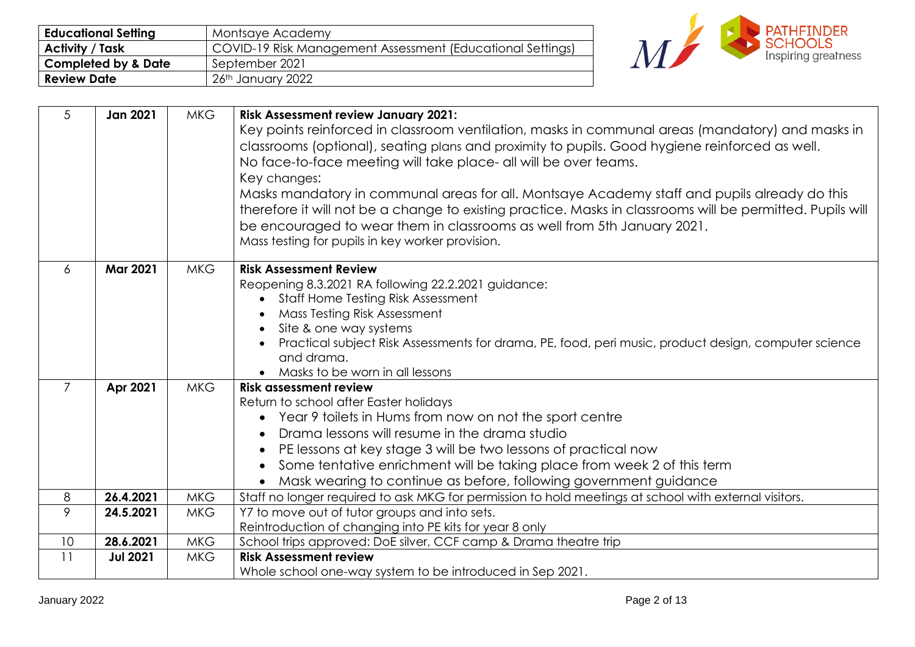| Educational Setting | Montsaye Academy |
|---|---|
| Activity / Task | COVID-19 Risk Management Assessment (Educational Settings) |
| Completed by & Date | September 2021 |
| Review Date | 26th January 2022 |

| | | | |
|---|---|---|---|
| 5 | **Jan 2021** | MKG | **Risk Assessment review January 2021:**<br>Key points reinforced in classroom ventilation, masks in communal areas (mandatory) and masks in classrooms (optional), seating plans and proximity to pupils. Good hygiene reinforced as well.<br>No face-to-face meeting will take place- all will be over teams.<br>Key changes:<br>Masks mandatory in communal areas for all. Montsaye Academy staff and pupils already do this therefore it will not be a change to existing practice. Masks in classrooms will be permitted. Pupils will be encouraged to wear them in classrooms as well from 5th January 2021.<br>Mass testing for pupils in key worker provision. |
| 6 | **Mar 2021** | MKG | **Risk Assessment Review**<br>Reopening 8.3.2021 RA following 22.2.2021 guidance:<br>• Staff Home Testing Risk Assessment<br>• Mass Testing Risk Assessment<br>• Site & one way systems<br>• Practical subject Risk Assessments for drama, PE, food, peri music, product design, computer science and drama.<br>• Masks to be worn in all lessons |
| 7 | **Apr 2021** | MKG | **Risk assessment review**<br>Return to school after Easter holidays<br>• Year 9 toilets in Hums from now on not the sport centre<br>• Drama lessons will resume in the drama studio<br>• PE lessons at key stage 3 will be two lessons of practical now<br>• Some tentative enrichment will be taking place from week 2 of this term<br>• Mask wearing to continue as before, following government guidance |
| 8 | **26.4.2021** | MKG | Staff no longer required to ask MKG for permission to hold meetings at school with external visitors. |
| 9 | **24.5.2021** | MKG | Y7 to move out of tutor groups and into sets.<br>Reintroduction of changing into PE kits for year 8 only |
| 10 | **28.6.2021** | MKG | School trips approved: DoE silver, CCF camp & Drama theatre trip |
| 11 | **Jul 2021** | MKG | **Risk Assessment review**<br>Whole school one-way system to be introduced in Sep 2021. |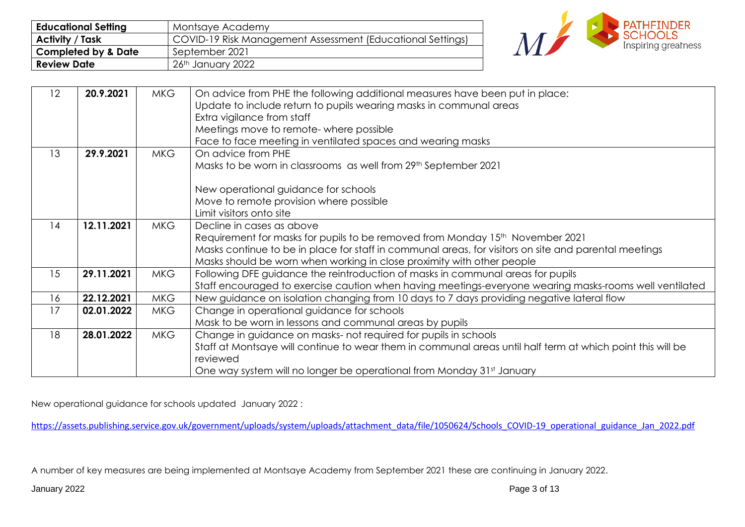| Educational Setting | Montsaye Academy |
|---|---|
| Activity / Task | COVID-19 Risk Management Assessment (Educational Settings) |
| Completed by & Date | September 2021 |
| Review Date | 26th January 2022 |

| | | | |
|---|---|---|---|
| 12 | **20.9.2021** | MKG | On advice from PHE the following additional measures have been put in place:<br>Update to include return to pupils wearing masks in communal areas<br>Extra vigilance from staff<br>Meetings move to remote- where possible<br>Face to face meeting in ventilated spaces and wearing masks |
| 13 | **29.9.2021** | MKG | On advice from PHE<br>Masks to be worn in classrooms as well from 29th September 2021<br><br>New operational guidance for schools<br>Move to remote provision where possible<br>Limit visitors onto site |
| 14 | **12.11.2021** | MKG | Decline in cases as above<br>Requirement for masks for pupils to be removed from Monday 15th November 2021<br>Masks continue to be in place for staff in communal areas, for visitors on site and parental meetings<br>Masks should be worn when working in close proximity with other people |
| 15 | **29.11.2021** | MKG | Following DFE guidance the reintroduction of masks in communal areas for pupils<br>Staff encouraged to exercise caution when having meetings-everyone wearing masks-rooms well ventilated |
| 16 | **22.12.2021** | MKG | New guidance on isolation changing from 10 days to 7 days providing negative lateral flow |
| 17 | **02.01.2022** | MKG | Change in operational guidance for schools<br>Mask to be worn in lessons and communal areas by pupils |
| 18 | **28.01.2022** | MKG | Change in guidance on masks- not required for pupils in schools<br>Staff at Montsaye will continue to wear them in communal areas until half term at which point this will be reviewed<br>One way system will no longer be operational from Monday 31st January |

New operational guidance for schools updated January 2022 :

https://assets.publishing.service.gov.uk/government/uploads/system/uploads/attachment_data/file/1050624/Schools_COVID-19_operational_guidance_Jan_2022.pdf

A number of key measures are being implemented at Montsaye Academy from September 2021 these are continuing in January 2022.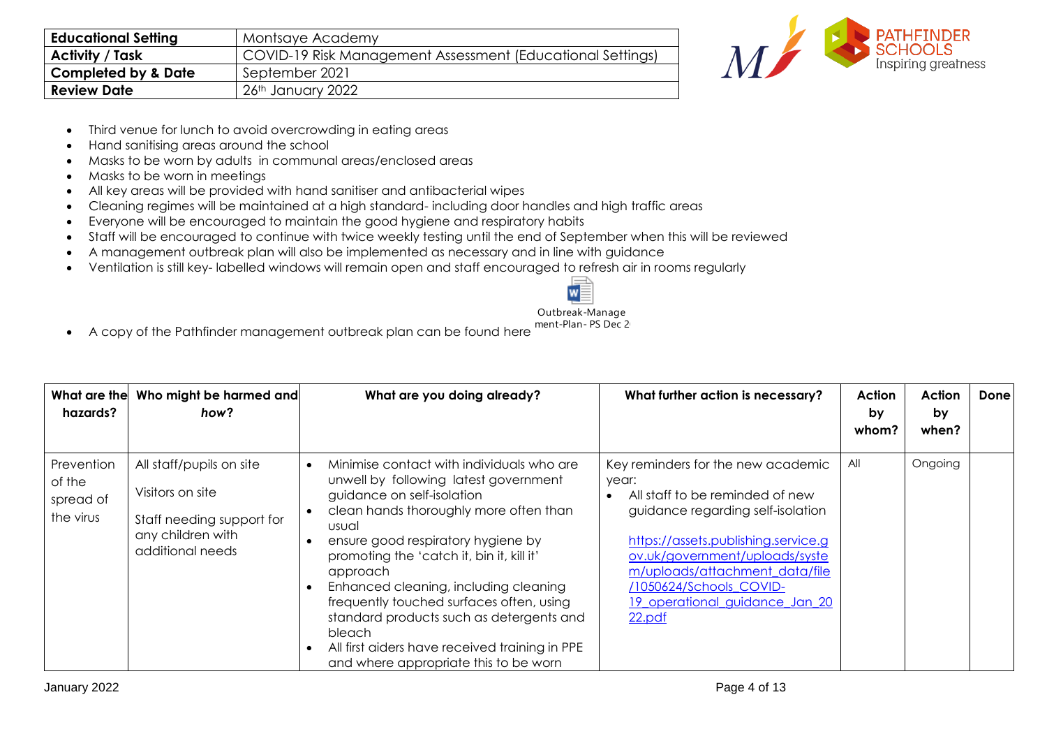| Educational Setting | Montsaye Academy |
| --- | --- |
| Activity / Task | COVID-19 Risk Management Assessment (Educational Settings) |
| Completed by & Date | September 2021 |
| Review Date | 26th January 2022 |

- Third venue for lunch to avoid overcrowding in eating areas
- Hand sanitising areas around the school
- Masks to be worn by adults in communal areas/enclosed areas
- Masks to be worn in meetings
- All key areas will be provided with hand sanitiser and antibacterial wipes
- Cleaning regimes will be maintained at a high standard- including door handles and high traffic areas
- Everyone will be encouraged to maintain the good hygiene and respiratory habits
- Staff will be encouraged to continue with twice weekly testing until the end of September when this will be reviewed
- A management outbreak plan will also be implemented as necessary and in line with guidance
- Ventilation is still key- labelled windows will remain open and staff encouraged to refresh air in rooms regularly
- A copy of the Pathfinder management outbreak plan can be found here Outbreak-Management-Plan- PS Dec 2

| What are the hazards? | Who might be harmed and how? | What are you doing already? | What further action is necessary? | Action by whom? | Action by when? | Done |
| --- | --- | --- | --- | --- | --- | --- |
| Prevention of the spread of the virus | All staff/pupils on site<br><br>Visitors on site<br><br>Staff needing support for any children with additional needs | • Minimise contact with individuals who are unwell by following latest government guidance on self-isolation<br>• clean hands thoroughly more often than usual<br>• ensure good respiratory hygiene by promoting the 'catch it, bin it, kill it' approach<br>• Enhanced cleaning, including cleaning frequently touched surfaces often, using standard products such as detergents and bleach<br>• All first aiders have received training in PPE and where appropriate this to be worn | Key reminders for the new academic year:<br>• All staff to be reminded of new guidance regarding self-isolation<br><br>https://assets.publishing.service.gov.uk/government/uploads/system/uploads/attachment_data/file/1050624/Schools_COVID-19_operational_guidance_Jan_2022.pdf | All | Ongoing | |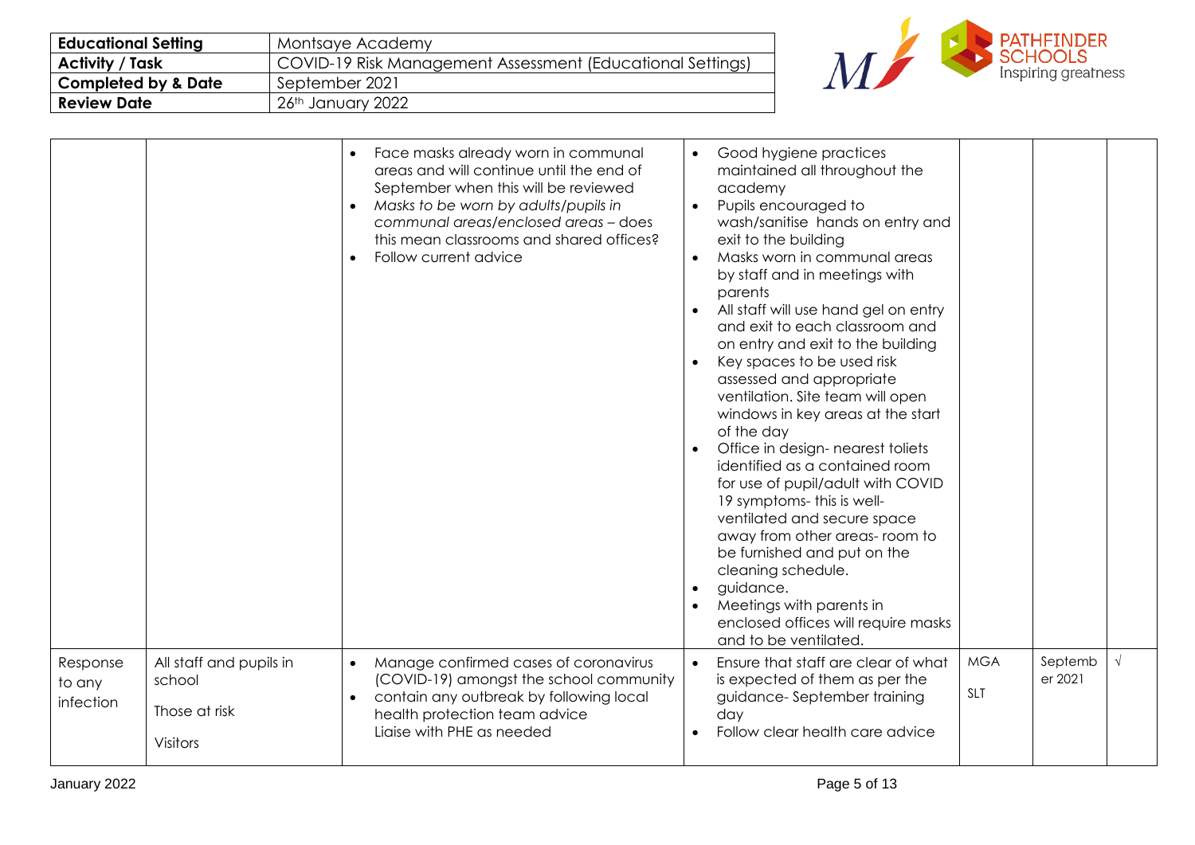| Educational Setting | Montsaye Academy |
|---|---|
| Activity / Task | COVID-19 Risk Management Assessment (Educational Settings) |
| Completed by & Date | September 2021 |
| Review Date | 26th January 2022 |

| | | | | | | |
|---|---|---|---|---|---|---|
| | | • Face masks already worn in communal areas and will continue until the end of September when this will be reviewed<br>• *Masks to be worn by adults/pupils in communal areas/enclosed areas* – does this mean classrooms and shared offices?<br>• Follow current advice | • Good hygiene practices maintained all throughout the academy<br>• Pupils encouraged to wash/sanitise hands on entry and exit to the building<br>• Masks worn in communal areas by staff and in meetings with parents<br>• All staff will use hand gel on entry and exit to each classroom and on entry and exit to the building<br>• Key spaces to be used risk assessed and appropriate ventilation. Site team will open windows in key areas at the start of the day<br>• Office in design- nearest toliets identified as a contained room for use of pupil/adult with COVID 19 symptoms- this is well-ventilated and secure space away from other areas- room to be furnished and put on the cleaning schedule.<br>• guidance.<br>• Meetings with parents in enclosed offices will require masks and to be ventilated. | | | |
| Response to any infection | All staff and pupils in school<br><br>Those at risk<br><br>Visitors | • Manage confirmed cases of coronavirus (COVID-19) amongst the school community<br>• contain any outbreak by following local health protection team advice<br>Liaise with PHE as needed | • Ensure that staff are clear of what is expected of them as per the guidance- September training day<br>• Follow clear health care advice | MGA<br><br>SLT | September 2021 | √ |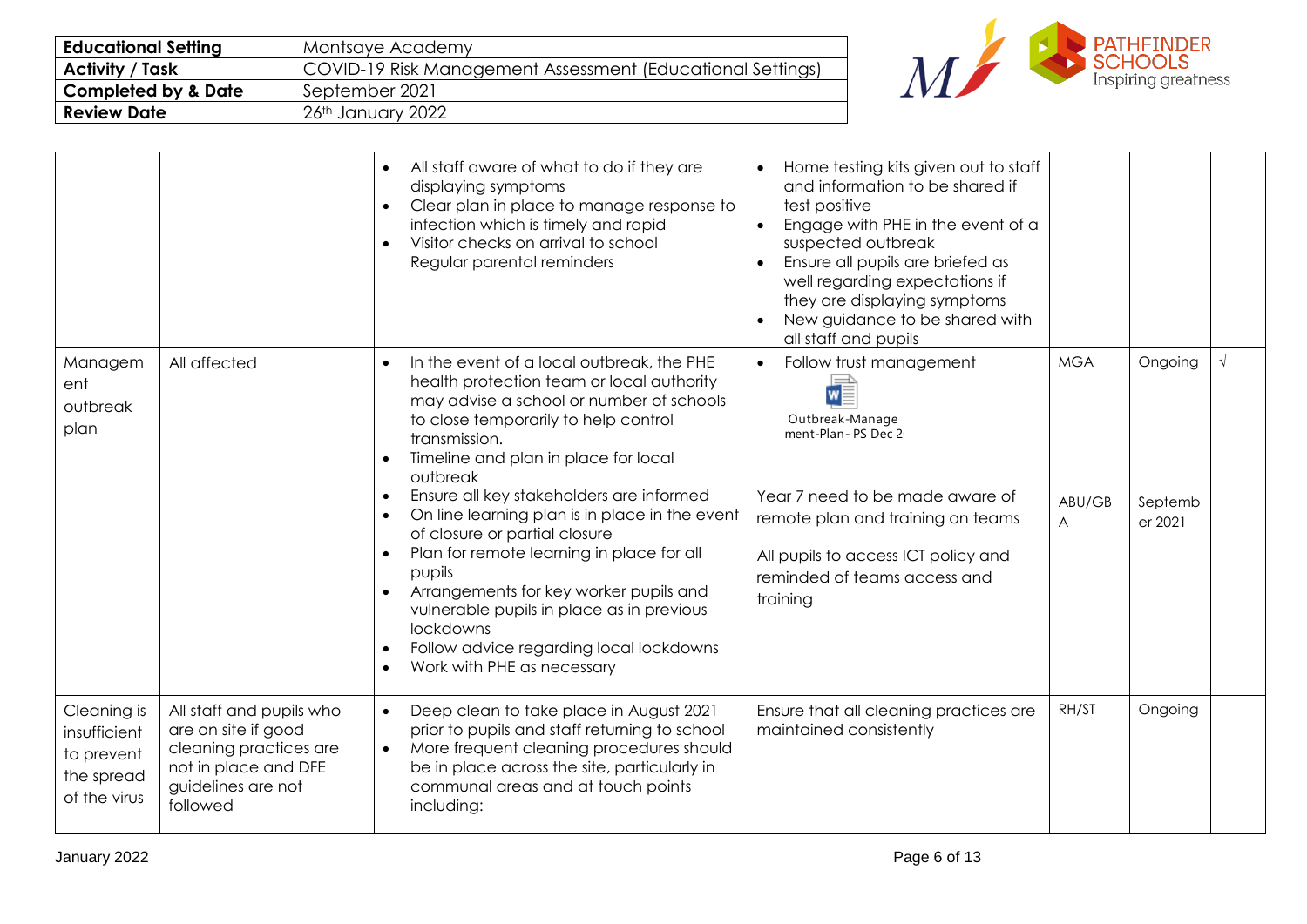| Educational Setting | Montsaye Academy |
|---|---|
| Activity / Task | COVID-19 Risk Management Assessment (Educational Settings) |
| Completed by & Date | September 2021 |
| Review Date | 26th January 2022 |

| | | | | | | |
|---|---|---|---|---|---|---|
| | | • All staff aware of what to do if they are displaying symptoms<br>• Clear plan in place to manage response to infection which is timely and rapid<br>• Visitor checks on arrival to school<br>Regular parental reminders | • Home testing kits given out to staff and information to be shared if test positive<br>• Engage with PHE in the event of a suspected outbreak<br>• Ensure all pupils are briefed as well regarding expectations if they are displaying symptoms<br>• New guidance to be shared with all staff and pupils | | | |
| Management outbreak plan | All affected | • In the event of a local outbreak, the PHE health protection team or local authority may advise a school or number of schools to close temporarily to help control transmission.<br>• Timeline and plan in place for local outbreak<br>• Ensure all key stakeholders are informed<br>• On line learning plan is in place in the event of closure or partial closure<br>• Plan for remote learning in place for all pupils<br>• Arrangements for key worker pupils and vulnerable pupils in place as in previous lockdowns<br>• Follow advice regarding local lockdowns<br>• Work with PHE as necessary | • Follow trust management<br>Outbreak-Management-Plan- PS Dec 2<br><br>Year 7 need to be made aware of remote plan and training on teams<br><br>All pupils to access ICT policy and reminded of teams access and training | MGA<br><br>ABU/GBA | Ongoing<br><br>September 2021 | √ |
| Cleaning is insufficient to prevent the spread of the virus | All staff and pupils who are on site if good cleaning practices are not in place and DFE guidelines are not followed | • Deep clean to take place in August 2021 prior to pupils and staff returning to school<br>• More frequent cleaning procedures should be in place across the site, particularly in communal areas and at touch points including: | Ensure that all cleaning practices are maintained consistently | RH/ST | Ongoing | |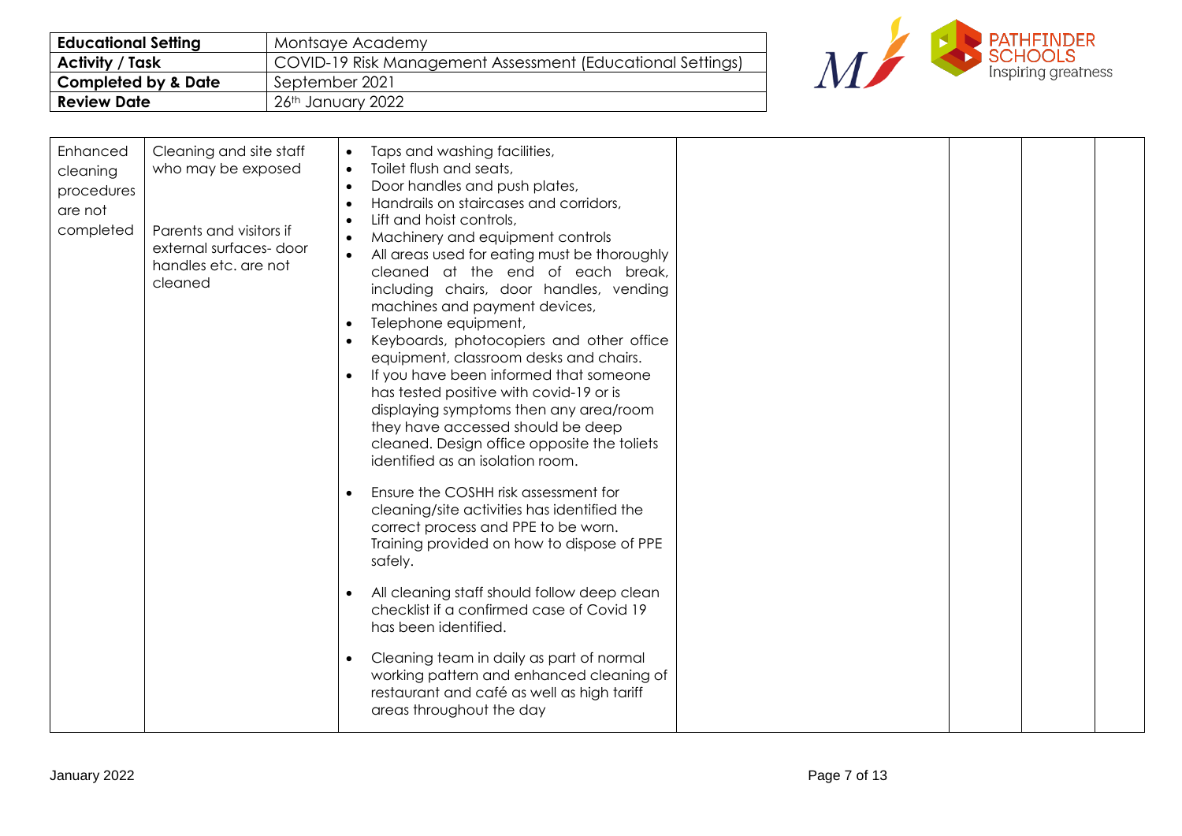| Educational Setting | Montsaye Academy |
|---|---|
| Activity / Task | COVID-19 Risk Management Assessment (Educational Settings) |
| Completed by & Date | September 2021 |
| Review Date | 26th January 2022 |

| | | | | | | |
|---|---|---|---|---|---|---|
| Enhanced cleaning procedures are not completed | Cleaning and site staff who may be exposed<br><br>Parents and visitors if external surfaces- door handles etc. are not cleaned | • Taps and washing facilities,<br>• Toilet flush and seats,<br>• Door handles and push plates,<br>• Handrails on staircases and corridors,<br>• Lift and hoist controls,<br>• Machinery and equipment controls<br>• All areas used for eating must be thoroughly cleaned at the end of each break, including chairs, door handles, vending machines and payment devices,<br>• Telephone equipment,<br>• Keyboards, photocopiers and other office equipment, classroom desks and chairs.<br>• If you have been informed that someone has tested positive with covid-19 or is displaying symptoms then any area/room they have accessed should be deep cleaned. Design office opposite the toliets identified as an isolation room.<br><br>• Ensure the COSHH risk assessment for cleaning/site activities has identified the correct process and PPE to be worn. Training provided on how to dispose of PPE safely.<br><br>• All cleaning staff should follow deep clean checklist if a confirmed case of Covid 19 has been identified.<br><br>• Cleaning team in daily as part of normal working pattern and enhanced cleaning of restaurant and café as well as high tariff areas throughout the day | | | | |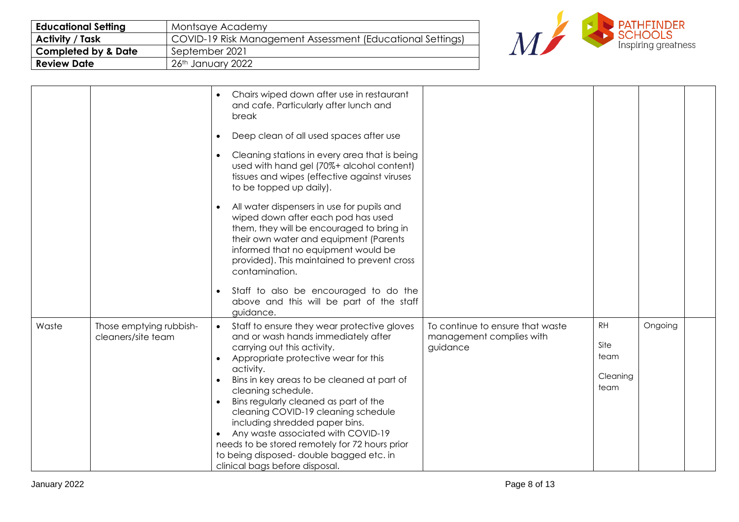| Educational Setting | Montsaye Academy |
|---|---|
| Activity / Task | COVID-19 Risk Management Assessment (Educational Settings) |
| Completed by & Date | September 2021 |
| Review Date | 26th January 2022 |

| | | | | | | |
|---|---|---|---|---|---|---|
| | | • Chairs wiped down after use in restaurant and cafe. Particularly after lunch and break<br>• Deep clean of all used spaces after use<br>• Cleaning stations in every area that is being used with hand gel (70%+ alcohol content) tissues and wipes (effective against viruses to be topped up daily).<br>• All water dispensers in use for pupils and wiped down after each pod has used them, they will be encouraged to bring in their own water and equipment (Parents informed that no equipment would be provided). This maintained to prevent cross contamination.<br>• Staff to also be encouraged to do the above and this will be part of the staff guidance. | | | | |
| Waste | Those emptying rubbish- cleaners/site team | • Staff to ensure they wear protective gloves and or wash hands immediately after carrying out this activity.<br>• Appropriate protective wear for this activity.<br>• Bins in key areas to be cleaned at part of cleaning schedule.<br>• Bins regularly cleaned as part of the cleaning COVID-19 cleaning schedule including shredded paper bins.<br>• Any waste associated with COVID-19 needs to be stored remotely for 72 hours prior to being disposed- double bagged etc. in clinical bags before disposal. | To continue to ensure that waste management complies with guidance | RH<br>Site team<br>Cleaning team | Ongoing | |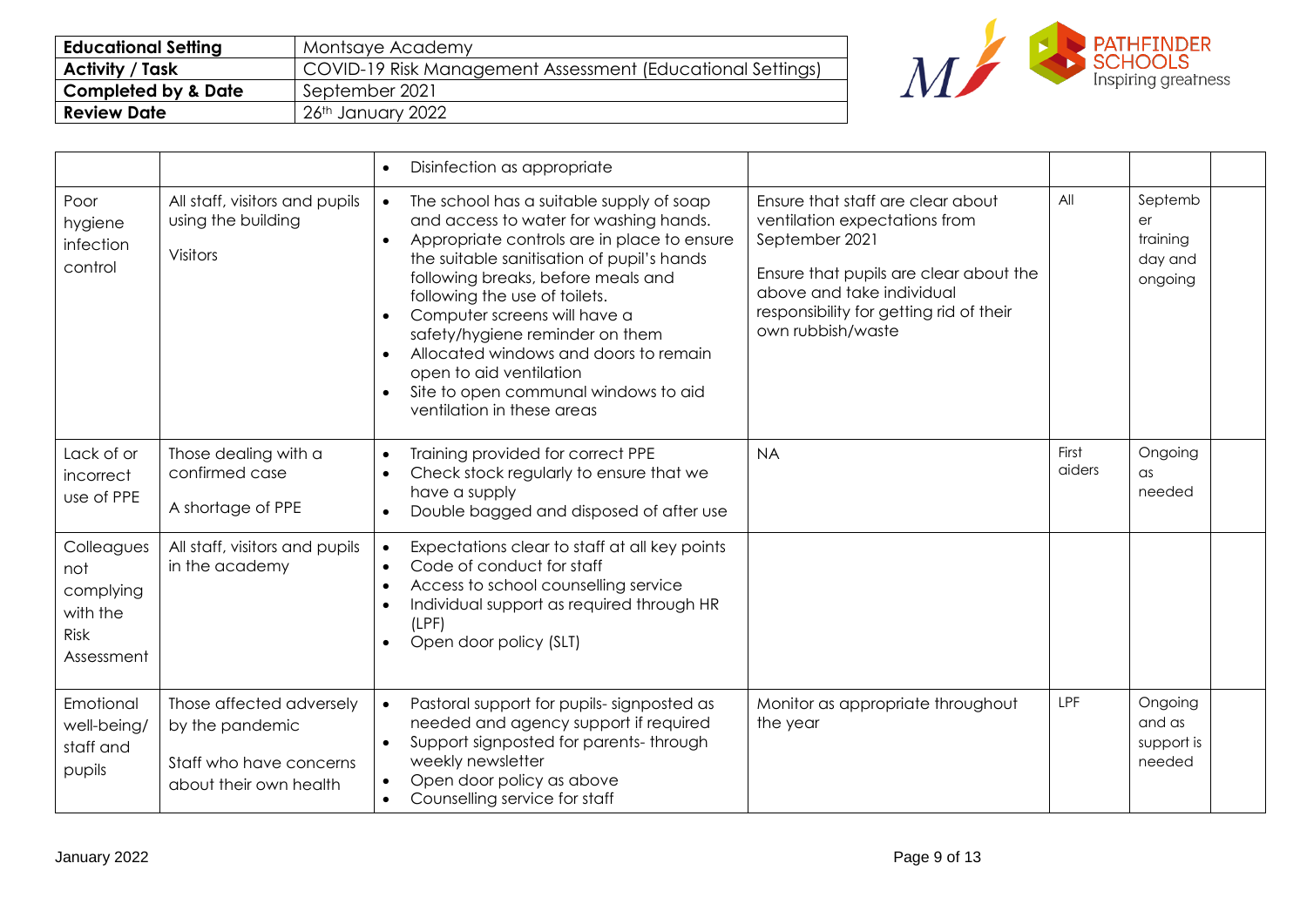| Educational Setting | Montsaye Academy |
|---|---|
| Activity / Task | COVID-19 Risk Management Assessment (Educational Settings) |
| Completed by & Date | September 2021 |
| Review Date | 26th January 2022 |

| | | | | | | |
|---|---|---|---|---|---|---|
| | | • Disinfection as appropriate | | | | |
| Poor hygiene infection control | All staff, visitors and pupils using the building<br><br>Visitors | • The school has a suitable supply of soap and access to water for washing hands.<br>• Appropriate controls are in place to ensure the suitable sanitisation of pupil's hands following breaks, before meals and following the use of toilets.<br>• Computer screens will have a safety/hygiene reminder on them<br>• Allocated windows and doors to remain open to aid ventilation<br>• Site to open communal windows to aid ventilation in these areas | Ensure that staff are clear about ventilation expectations from September 2021<br><br>Ensure that pupils are clear about the above and take individual responsibility for getting rid of their own rubbish/waste | All | September training day and ongoing | |
| Lack of or incorrect use of PPE | Those dealing with a confirmed case<br><br>A shortage of PPE | • Training provided for correct PPE<br>• Check stock regularly to ensure that we have a supply<br>• Double bagged and disposed of after use | NA | First aiders | Ongoing as needed | |
| Colleagues not complying with the Risk Assessment | All staff, visitors and pupils in the academy | • Expectations clear to staff at all key points<br>• Code of conduct for staff<br>• Access to school counselling service<br>• Individual support as required through HR (LPF)<br>• Open door policy (SLT) | | | | |
| Emotional well-being/ staff and pupils | Those affected adversely by the pandemic<br><br>Staff who have concerns about their own health | • Pastoral support for pupils- signposted as needed and agency support if required<br>• Support signposted for parents- through weekly newsletter<br>• Open door policy as above<br>• Counselling service for staff | Monitor as appropriate throughout the year | LPF | Ongoing and as support is needed | |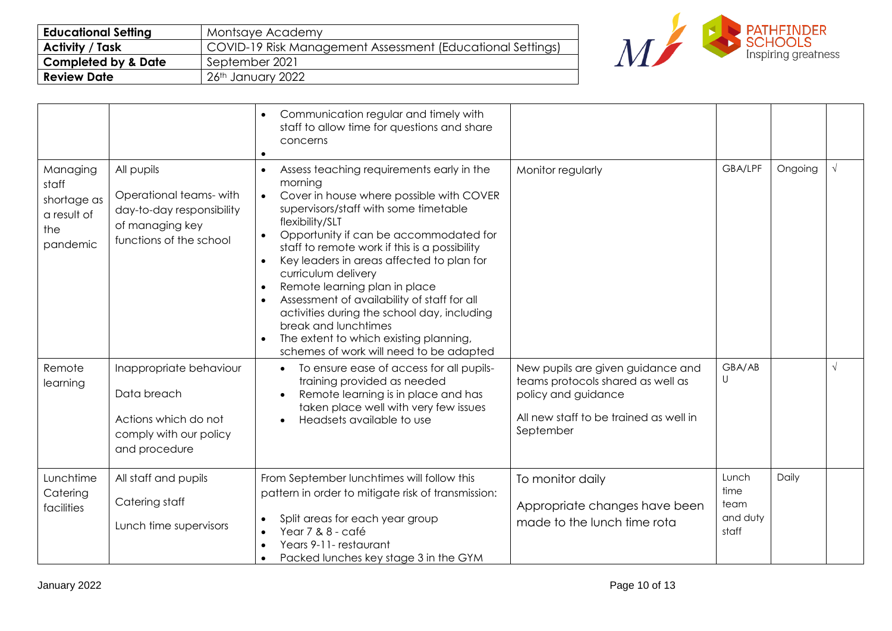| Educational Setting | Montsaye Academy |
|---|---|
| Activity / Task | COVID-19 Risk Management Assessment (Educational Settings) |
| Completed by & Date | September 2021 |
| Review Date | 26th January 2022 |

| | | | | | | |
|---|---|---|---|---|---|---|
| | | • Communication regular and timely with staff to allow time for questions and share concerns<br>• | | | | |
| Managing staff shortage as a result of the pandemic | All pupils<br><br>Operational teams- with day-to-day responsibility of managing key functions of the school | • Assess teaching requirements early in the morning<br>• Cover in house where possible with COVER supervisors/staff with some timetable flexibility/SLT<br>• Opportunity if can be accommodated for staff to remote work if this is a possibility<br>• Key leaders in areas affected to plan for curriculum delivery<br>• Remote learning plan in place<br>• Assessment of availability of staff for all activities during the school day, including break and lunchtimes<br>• The extent to which existing planning, schemes of work will need to be adapted | Monitor regularly | GBA/LPF | Ongoing | √ |
| Remote learning | Inappropriate behaviour<br><br>Data breach<br><br>Actions which do not comply with our policy and procedure | • To ensure ease of access for all pupils- training provided as needed<br>• Remote learning is in place and has taken place well with very few issues<br>• Headsets available to use | New pupils are given guidance and teams protocols shared as well as policy and guidance<br><br>All new staff to be trained as well in September | GBA/ABU | | √ |
| Lunchtime Catering facilities | All staff and pupils<br><br>Catering staff<br><br>Lunch time supervisors | From September lunchtimes will follow this pattern in order to mitigate risk of transmission:<br><br>• Split areas for each year group<br>• Year 7 & 8 - café<br>• Years 9-11- restaurant<br>• Packed lunches key stage 3 in the GYM | To monitor daily<br><br>Appropriate changes have been made to the lunch time rota | Lunch time team and duty staff | Daily | |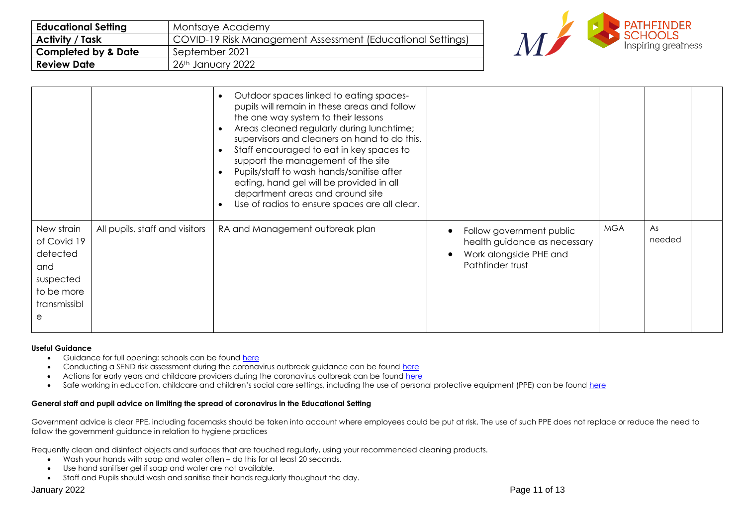| Educational Setting | Montsaye Academy |
|---|---|
| Activity / Task | COVID-19 Risk Management Assessment (Educational Settings) |
| Completed by & Date | September 2021 |
| Review Date | 26th January 2022 |

| | | | | | | |
|---|---|---|---|---|---|---|
| | | • Outdoor spaces linked to eating spaces- pupils will remain in these areas and follow the one way system to their lessons<br>• Areas cleaned regularly during lunchtime; supervisors and cleaners on hand to do this.<br>• Staff encouraged to eat in key spaces to support the management of the site<br>• Pupils/staff to wash hands/sanitise after eating, hand gel will be provided in all department areas and around site<br>• Use of radios to ensure spaces are all clear. | | | | |
| New strain of Covid 19 detected and suspected to be more transmissible | All pupils, staff and visitors | RA and Management outbreak plan | • Follow government public health guidance as necessary<br>• Work alongside PHE and Pathfinder trust | MGA | As needed | |

**Useful Guidance**

- Guidance for full opening: schools can be found here
- Conducting a SEND risk assessment during the coronavirus outbreak guidance can be found here
- Actions for early years and childcare providers during the coronavirus outbreak can be found here
- Safe working in education, childcare and children's social care settings, including the use of personal protective equipment (PPE) can be found here

**General staff and pupil advice on limiting the spread of coronavirus in the Educational Setting**

Government advice is clear PPE, including facemasks should be taken into account where employees could be put at risk. The use of such PPE does not replace or reduce the need to follow the government guidance in relation to hygiene practices

Frequently clean and disinfect objects and surfaces that are touched regularly, using your recommended cleaning products.

- Wash your hands with soap and water often – do this for at least 20 seconds.
- Use hand sanitiser gel if soap and water are not available.
- Staff and Pupils should wash and sanitise their hands regularly thoughout the day.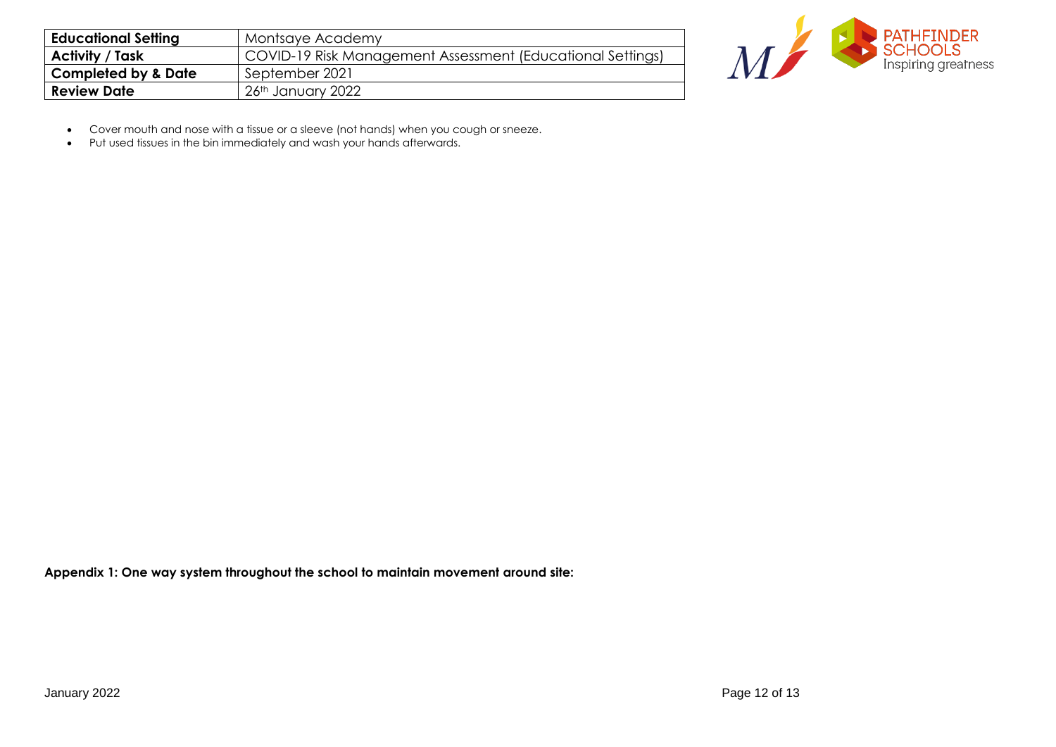| Educational Setting | Montsaye Academy |
| --- | --- |
| Activity / Task | COVID-19 Risk Management Assessment (Educational Settings) |
| Completed by & Date | September 2021 |
| Review Date | 26th January 2022 |

- Cover mouth and nose with a tissue or a sleeve (not hands) when you cough or sneeze.
- Put used tissues in the bin immediately and wash your hands afterwards.

**Appendix 1: One way system throughout the school to maintain movement around site:**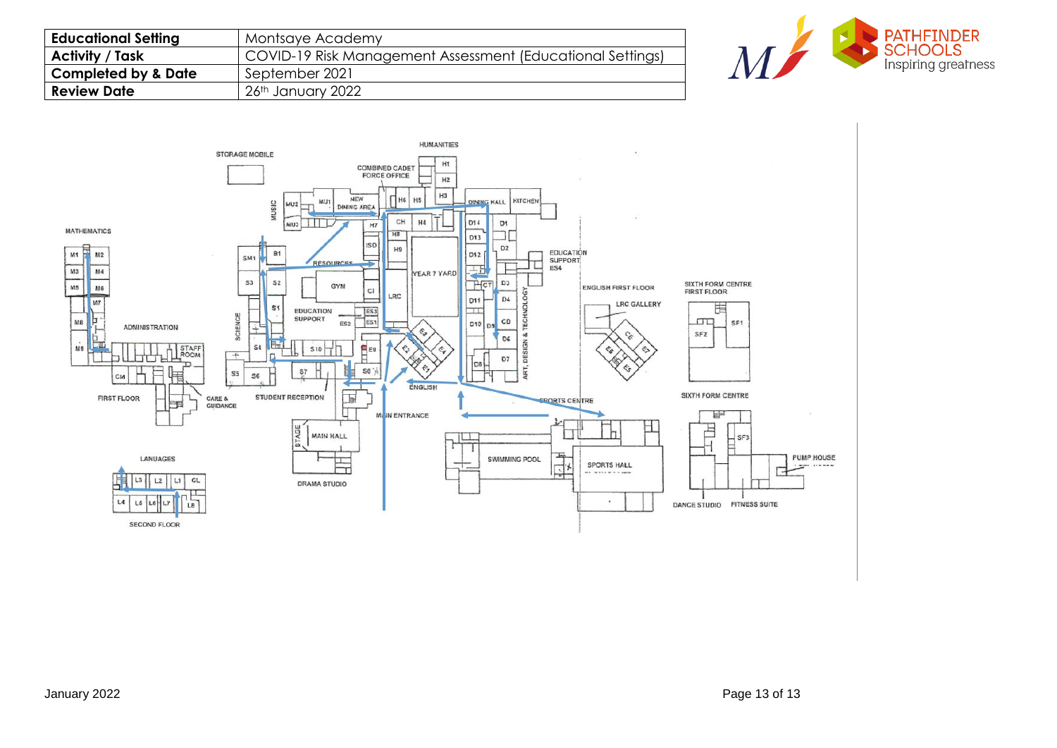| Educational Setting | Montsaye Academy |
| --- | --- |
| Activity / Task | COVID-19 Risk Management Assessment (Educational Settings) |
| Completed by & Date | September 2021 |
| Review Date | 26th January 2022 |

STORAGE MOBILE

HUMANITIES

COMBINED CADET FORCE OFFICE

H1 H2 H3 H6 H5 H4 H7 H8 H9 CH ISD

MUSIC MU1 MU2 MU3

NEW DINING AREA

DINING HALL KITCHEN

D1 D2 D3 D4 D6 D7 D8 D9 D10 D11 D12 D13 D14 CD CT

EDUCATION SUPPORT ES4

MATHEMATICS

M1 M2 M3 M4 M5 M6 M7 M8 M9

ADMINISTRATION

STAFF ROOM

CM

FIRST FLOOR

SCIENCE

SM1 B1 S1 S2 S3 S4 S5 S6 S7 S8 S10

RESOURCES

GYM

CI

LRC

YEAR 7 YARD

EDUCATION SUPPORT

ES1 ES2 ES3

E1 E2 E3 E4 E9

ENGLISH

ART, DESIGN & TECHNOLOGY

ENGLISH FIRST FLOOR

LRC GALLERY

E5 E6 E7 E8

SIXTH FORM CENTRE FIRST FLOOR

SF1 SF2

CARE & GUIDANCE

STUDENT RECEPTION

MAIN ENTRANCE

SPORTS CENTRE

SIXTH FORM CENTRE

SF3

STAGE

MAIN HALL

DRAMA STUDIO

SWIMMING POOL

SPORTS HALL

PUMP HOUSE

DANCE STUDIO

FITNESS SUITE

LANUAGES

L1 L2 L3 L4 L5 L6 L7 L8 CL

SECOND FLOOR